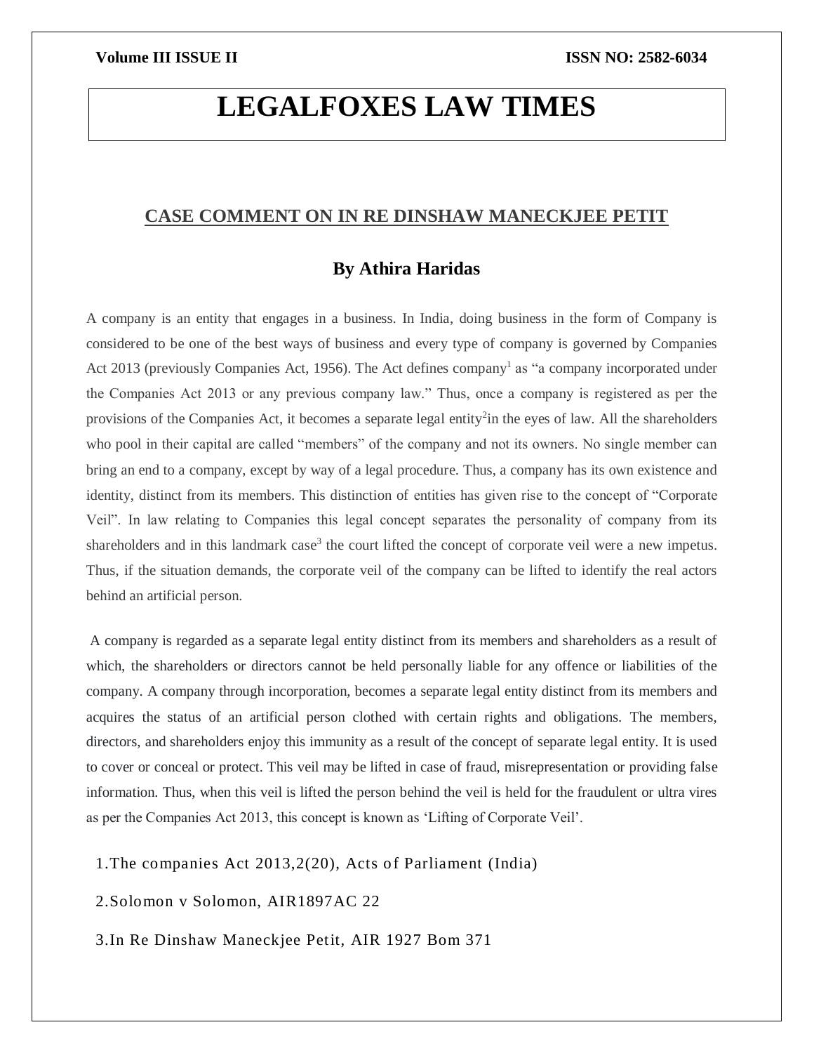# LEGALFOXES LAW TIMES

## CASE COMMENT ON IN RE DINSHAW MANECKJEE PETIT

### By Athira Haridas

A company is an entity that engages in a business. In India, doing business in the form of Company is considered to be one of the best ways of business and every type of company is governed by Companies Act 2013 (previously Companies Act, 1956). The Act defines company[1] as "a company incorporated under the Companies Act 2013 or any previous company law." Thus, once a company is registered as per the provisions of the Companies Act, it becomes a separate legal entity[2]in the eyes of law. All the shareholders who pool in their capital are called "members" of the company and not its owners. No single member can bring an end to a company, except by way of a legal procedure. Thus, a company has its own existence and identity, distinct from its members. This distinction of entities has given rise to the concept of "Corporate Veil". In law relating to Companies this legal concept separates the personality of company from its shareholders and in this landmark case[3] the court lifted the concept of corporate veil were a new impetus. Thus, if the situation demands, the corporate veil of the company can be lifted to identify the real actors behind an artificial person.

A company is regarded as a separate legal entity distinct from its members and shareholders as a result of which, the shareholders or directors cannot be held personally liable for any offence or liabilities of the company. A company through incorporation, becomes a separate legal entity distinct from its members and acquires the status of an artificial person clothed with certain rights and obligations. The members, directors, and shareholders enjoy this immunity as a result of the concept of separate legal entity. It is used to cover or conceal or protect. This veil may be lifted in case of fraud, misrepresentation or providing false information. Thus, when this veil is lifted the person behind the veil is held for the fraudulent or ultra vires as per the Companies Act 2013, this concept is known as 'Lifting of Corporate Veil'.

1.The companies Act 2013,2(20), Acts of Parliament (India)

2.Solomon v Solomon, AIR1897AC 22

3.In Re Dinshaw Maneckjee Petit, AIR 1927 Bom 371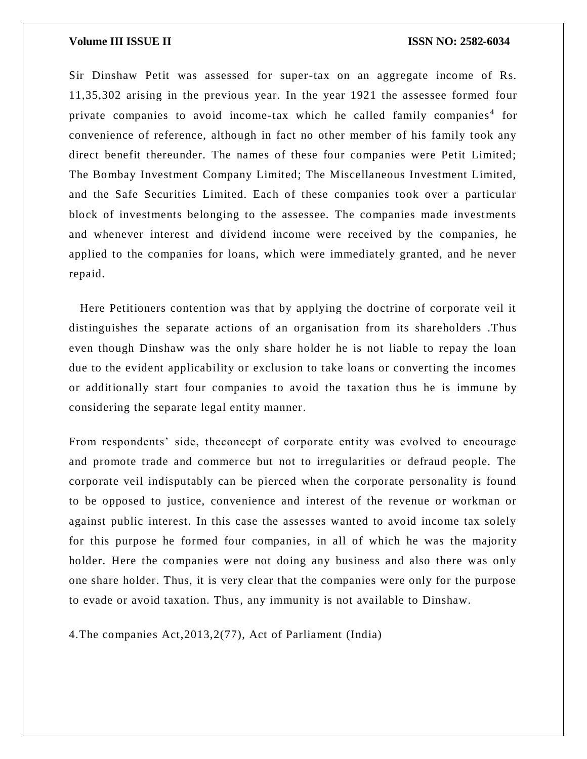Sir Dinshaw Petit was assessed for super-tax on an aggregate income of Rs. 11,35,302 arising in the previous year. In the year 1921 the assessee formed four private companies to avoid income-tax which he called family companies[4] for convenience of reference, although in fact no other member of his family took any direct benefit thereunder. The names of these four companies were Petit Limited; The Bombay Investment Company Limited; The Miscellaneous Investment Limited, and the Safe Securities Limited. Each of these companies took over a particular block of investments belonging to the assessee. The companies made investments and whenever interest and dividend income were received by the companies, he applied to the companies for loans, which were immediately granted, and he never repaid.

Here Petitioners contention was that by applying the doctrine of corporate veil it distinguishes the separate actions of an organisation from its shareholders .Thus even though Dinshaw was the only share holder he is not liable to repay the loan due to the evident applicability or exclusion to take loans or converting the incomes or additionally start four companies to avoid the taxation thus he is immune by considering the separate legal entity manner.

From respondents' side, theconcept of corporate entity was evolved to encourage and promote trade and commerce but not to irregularities or defraud people. The corporate veil indisputably can be pierced when the corporate personality is found to be opposed to justice, convenience and interest of the revenue or workman or against public interest. In this case the assesses wanted to avoid income tax solely for this purpose he formed four companies, in all of which he was the majority holder. Here the companies were not doing any business and also there was only one share holder. Thus, it is very clear that the companies were only for the purpose to evade or avoid taxation. Thus, any immunity is not available to Dinshaw.

4.The companies Act,2013,2(77), Act of Parliament (India)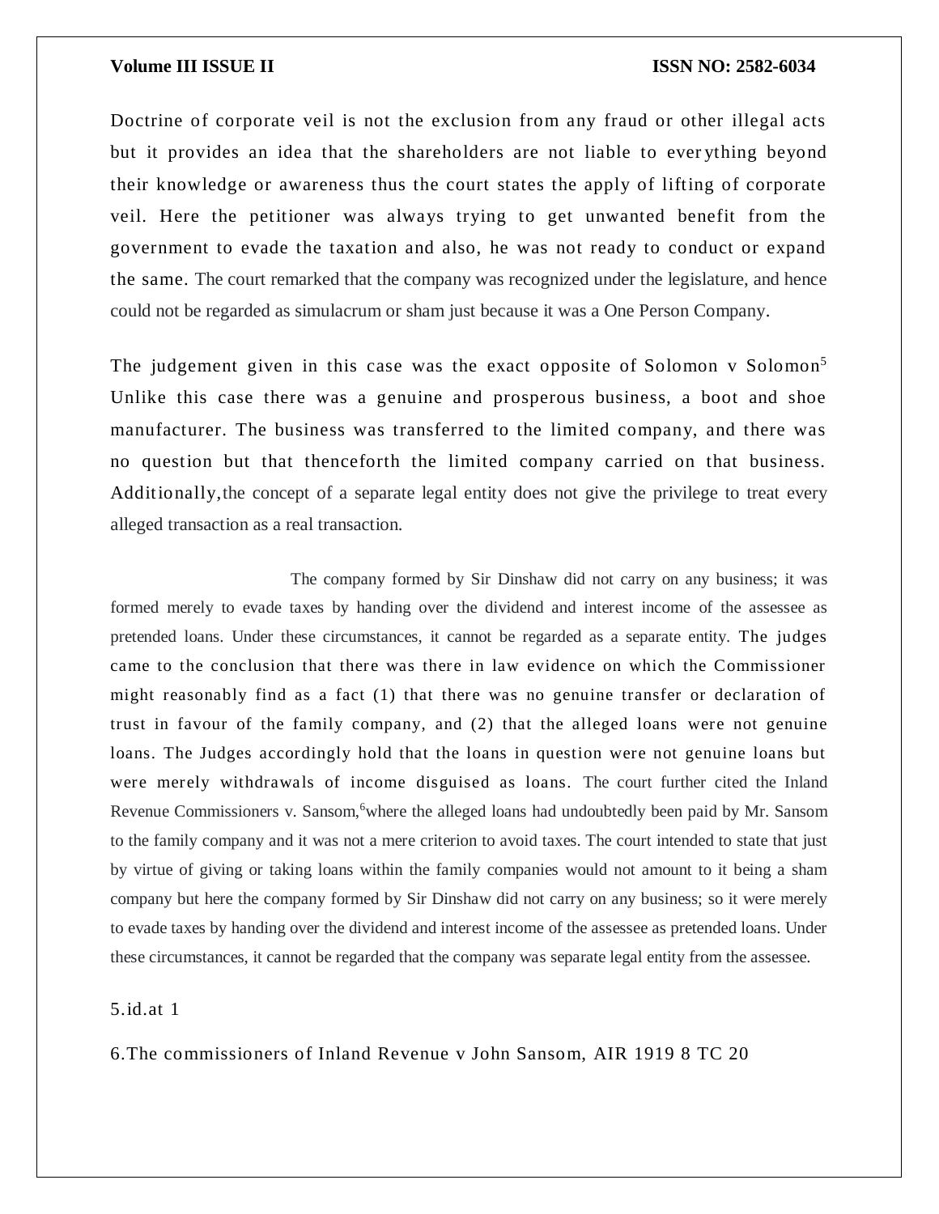Doctrine of corporate veil is not the exclusion from any fraud or other illegal acts but it provides an idea that the shareholders are not liable to everything beyond their knowledge or awareness thus the court states the apply of lifting of corporate veil. Here the petitioner was always trying to get unwanted benefit from the government to evade the taxation and also, he was not ready to conduct or expand the same. The court remarked that the company was recognized under the legislature, and hence could not be regarded as simulacrum or sham just because it was a One Person Company.

The judgement given in this case was the exact opposite of Solomon v Solomon[5] Unlike this case there was a genuine and prosperous business, a boot and shoe manufacturer. The business was transferred to the limited company, and there was no question but that thenceforth the limited company carried on that business. Additionally,the concept of a separate legal entity does not give the privilege to treat every alleged transaction as a real transaction.

The company formed by Sir Dinshaw did not carry on any business; it was formed merely to evade taxes by handing over the dividend and interest income of the assessee as pretended loans. Under these circumstances, it cannot be regarded as a separate entity. The judges came to the conclusion that there was there in law evidence on which the Commissioner might reasonably find as a fact (1) that there was no genuine transfer or declaration of trust in favour of the family company, and (2) that the alleged loans were not genuine loans. The Judges accordingly hold that the loans in question were not genuine loans but were merely withdrawals of income disguised as loans. The court further cited the Inland Revenue Commissioners v. Sansom,[6]where the alleged loans had undoubtedly been paid by Mr. Sansom to the family company and it was not a mere criterion to avoid taxes. The court intended to state that just by virtue of giving or taking loans within the family companies would not amount to it being a sham company but here the company formed by Sir Dinshaw did not carry on any business; so it were merely to evade taxes by handing over the dividend and interest income of the assessee as pretended loans. Under these circumstances, it cannot be regarded that the company was separate legal entity from the assessee.

5.id.at 1

6.The commissioners of Inland Revenue v John Sansom, AIR 1919 8 TC 20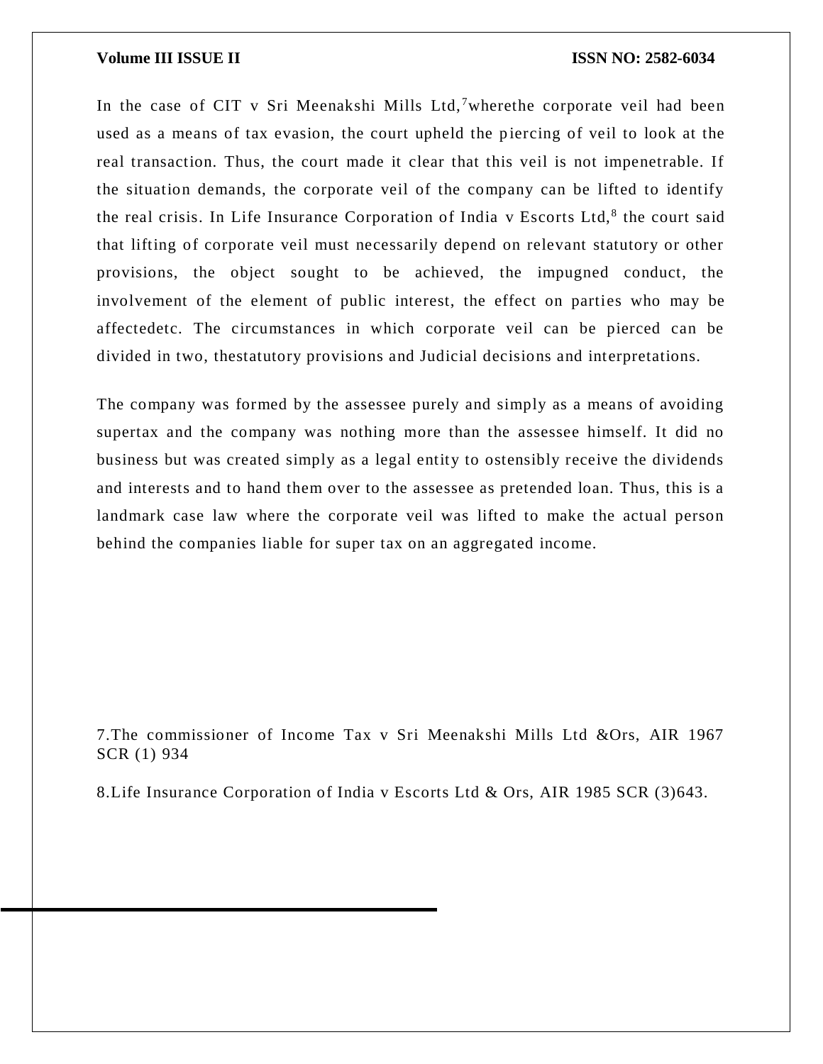In the case of CIT v Sri Meenakshi Mills Ltd,[7]wherethe corporate veil had been used as a means of tax evasion, the court upheld the piercing of veil to look at the real transaction. Thus, the court made it clear that this veil is not impenetrable. If the situation demands, the corporate veil of the company can be lifted to identify the real crisis. In Life Insurance Corporation of India v Escorts Ltd,[8] the court said that lifting of corporate veil must necessarily depend on relevant statutory or other provisions, the object sought to be achieved, the impugned conduct, the involvement of the element of public interest, the effect on parties who may be affectedetc. The circumstances in which corporate veil can be pierced can be divided in two, thestatutory provisions and Judicial decisions and interpretations.

The company was formed by the assessee purely and simply as a means of avoiding supertax and the company was nothing more than the assessee himself. It did no business but was created simply as a legal entity to ostensibly receive the dividends and interests and to hand them over to the assessee as pretended loan. Thus, this is a landmark case law where the corporate veil was lifted to make the actual person behind the companies liable for super tax on an aggregated income.

7.The commissioner of Income Tax v Sri Meenakshi Mills Ltd &Ors, AIR 1967 SCR (1) 934

8.Life Insurance Corporation of India v Escorts Ltd & Ors, AIR 1985 SCR (3)643.